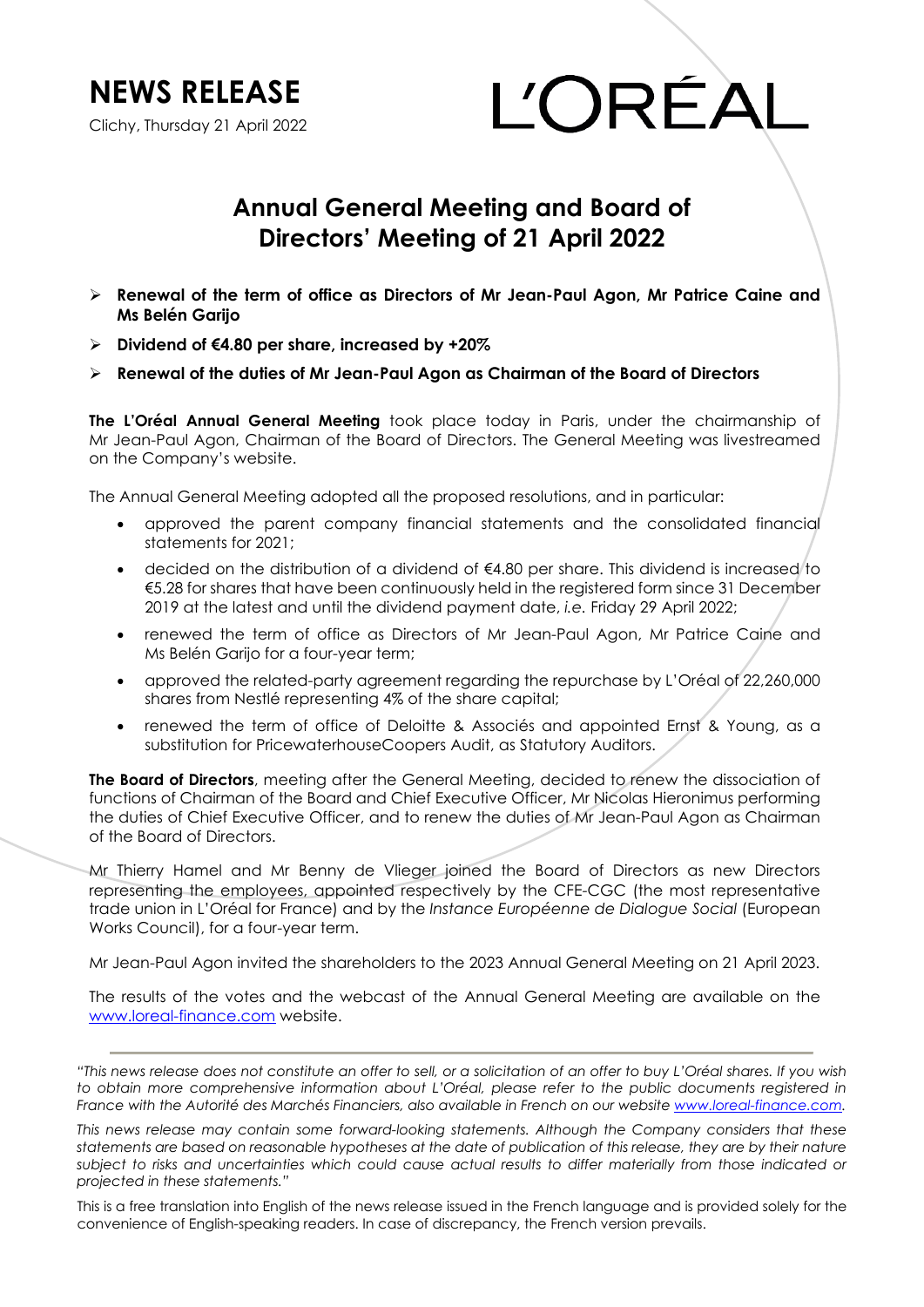# NEWS RELEASE

Clichy, Thursday 21 April 2022

L'ORÉAL

## Annual General Meeting and Board of Directors' Meeting of 21 April 2022

- **Renewal of the term of office as Directors of Mr Jean-Paul Agon, Mr Patrice Caine and Ms Belén Garijo**
- **Dividend of €4.80 per share, increased by +20%**
- **Renewal of the duties of Mr Jean-Paul Agon as Chairman of the Board of Directors**

**The L'Oréal Annual General Meeting** took place today in Paris, under the chairmanship of Mr Jean-Paul Agon, Chairman of the Board of Directors. The General Meeting was livestreamed on the Company's website.

The Annual General Meeting adopted all the proposed resolutions, and in particular:

- approved the parent company financial statements and the consolidated financial statements for 2021;
- decided on the distribution of a dividend of €4.80 per share. This dividend is increased to €5.28 for shares that have been continuously held in the registered form since 31 December 2019 at the latest and until the dividend payment date, *i.e.* Friday 29 April 2022;
- renewed the term of office as Directors of Mr Jean-Paul Agon, Mr Patrice Caine and Ms Belén Garijo for a four-year term;
- approved the related-party agreement regarding the repurchase by L'Oréal of 22,260,000 shares from Nestlé representing 4% of the share capital;
- renewed the term of office of Deloitte & Associés and appointed Ernst & Young, as a substitution for PricewaterhouseCoopers Audit, as Statutory Auditors.

**The Board of Directors**, meeting after the General Meeting, decided to renew the dissociation of functions of Chairman of the Board and Chief Executive Officer, Mr Nicolas Hieronimus performing the duties of Chief Executive Officer, and to renew the duties of Mr Jean-Paul Agon as Chairman of the Board of Directors.

Mr Thierry Hamel and Mr Benny de Vlieger joined the Board of Directors as new Directors representing the employees, appointed respectively by the CFE-CGC (the most representative trade union in L'Oréal for France) and by the *Instance Européenne de Dialogue Social* (European Works Council), for a four-year term.

Mr Jean-Paul Agon invited the shareholders to the 2023 Annual General Meeting on 21 April 2023.

The results of the votes and the webcast of the Annual General Meeting are available on the www.loreal-finance.com website.

---

*"This news release does not constitute an offer to sell, or a solicitation of an offer to buy L'Oréal shares. If you wish to obtain more comprehensive information about L'Oréal, please refer to the public documents registered in France with the Autorité des Marchés Financiers, also available in French on our website www.loreal-finance.com.*

*This news release may contain some forward-looking statements. Although the Company considers that these statements are based on reasonable hypotheses at the date of publication of this release, they are by their nature subject to risks and uncertainties which could cause actual results to differ materially from those indicated or projected in these statements."*

This is a free translation into English of the news release issued in the French language and is provided solely for the convenience of English-speaking readers. In case of discrepancy, the French version prevails.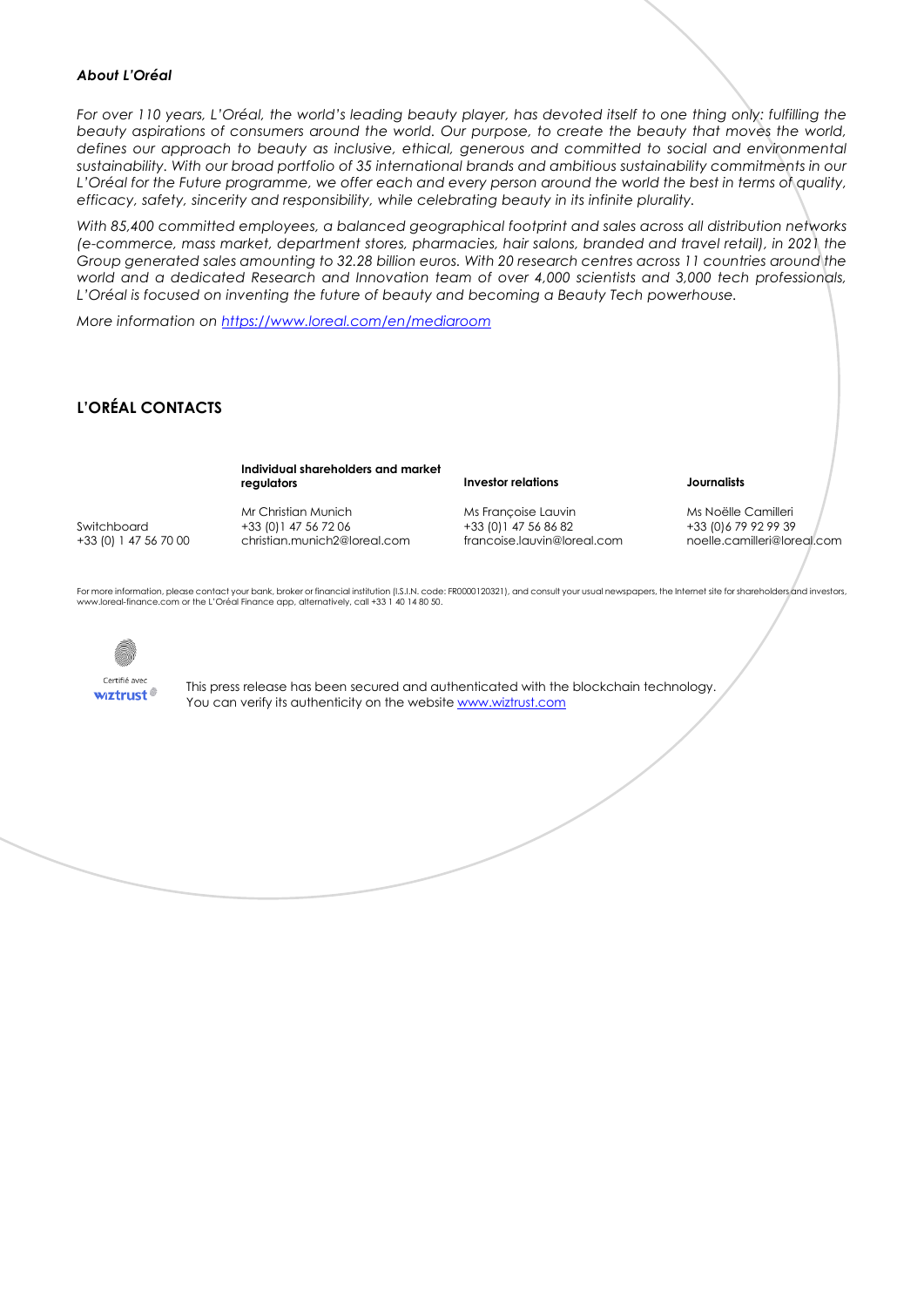*About L'Oréal*

*For over 110 years, L'Oréal, the world's leading beauty player, has devoted itself to one thing only: fulfilling the beauty aspirations of consumers around the world. Our purpose, to create the beauty that moves the world, defines our approach to beauty as inclusive, ethical, generous and committed to social and environmental sustainability. With our broad portfolio of 35 international brands and ambitious sustainability commitments in our L'Oréal for the Future programme, we offer each and every person around the world the best in terms of quality, efficacy, safety, sincerity and responsibility, while celebrating beauty in its infinite plurality.*

*With 85,400 committed employees, a balanced geographical footprint and sales across all distribution networks (e-commerce, mass market, department stores, pharmacies, hair salons, branded and travel retail), in 2021 the Group generated sales amounting to 32.28 billion euros. With 20 research centres across 11 countries around the world and a dedicated Research and Innovation team of over 4,000 scientists and 3,000 tech professionals, L'Oréal is focused on inventing the future of beauty and becoming a Beauty Tech powerhouse.*

*More information on [https://www.loreal.com/en/mediaroom](https://www.loreal.com/en/mediaroom)*

## L'ORÉAL CONTACTS

| | Individual shareholders and market regulators | Investor relations | Journalists |
|---|---|---|---|
| Switchboard<br>+33 (0) 1 47 56 70 00 | Mr Christian Munich<br>+33 (0)1 47 56 72 06<br>christian.munich2@loreal.com | Ms Françoise Lauvin<br>+33 (0)1 47 56 86 82<br>francoise.lauvin@loreal.com | Ms Noëlle Camilleri<br>+33 (0)6 79 92 99 39<br>noelle.camilleri@loreal.com |

For more information, please contact your bank, broker or financial institution (I.S.I.N. code: FR0000120321), and consult your usual newspapers, the Internet site for shareholders and investors, www.loreal-finance.com or the L'Oréal Finance app, alternatively, call +33 1 40 14 80 50.

Certifié avec wiztrust

This press release has been secured and authenticated with the blockchain technology.
You can verify its authenticity on the website [www.wiztrust.com](www.wiztrust.com)